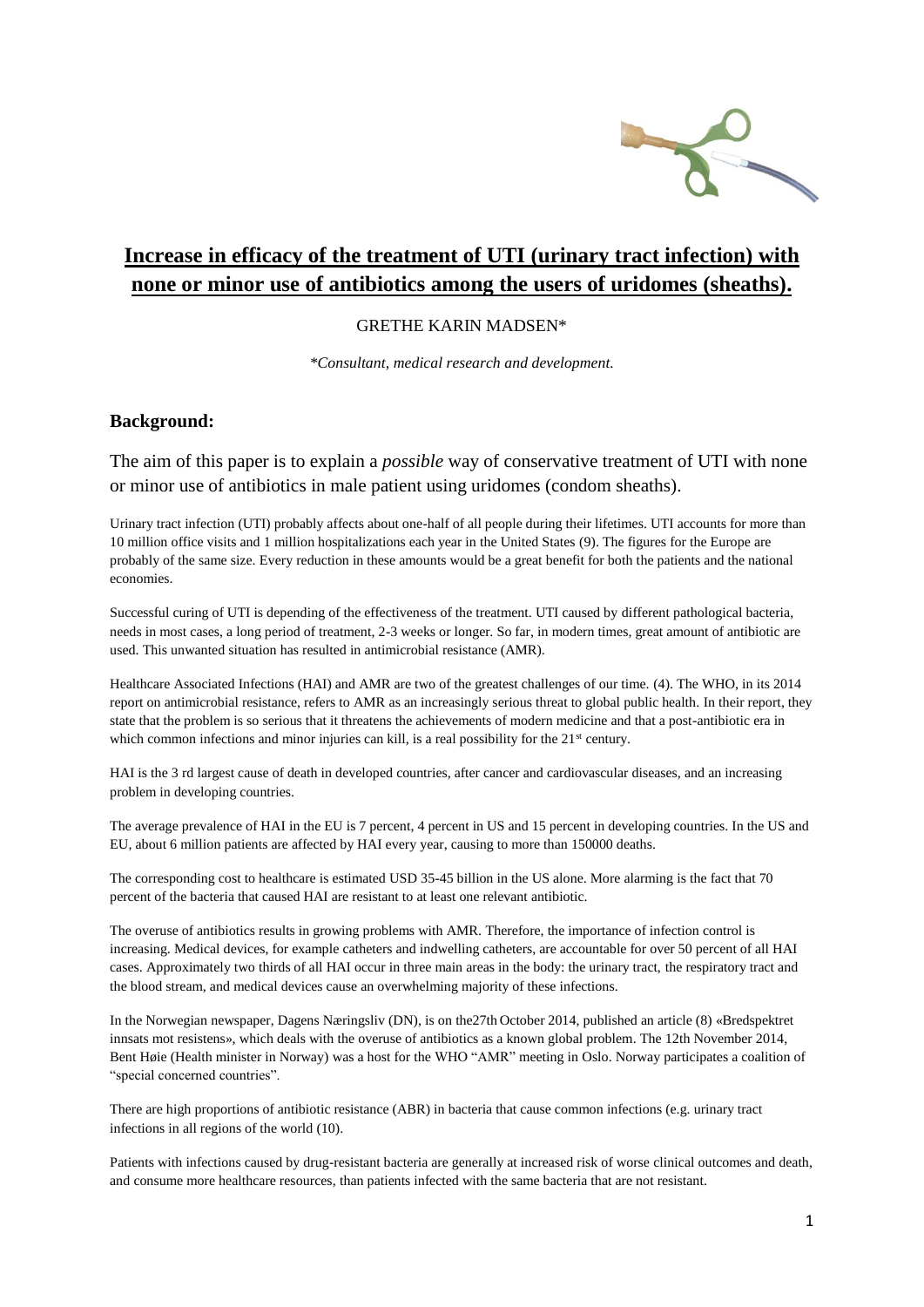# Increase in efficacy of the treatment of UTI (urinary tract infection) with none or minor use of antibiotics among the users of uridomes (sheaths).

GRETHE KARIN MADSEN*

*\*Consultant, medical research and development.*

## Background:

The aim of this paper is to explain a *possible* way of conservative treatment of UTI with none or minor use of antibiotics in male patient using uridomes (condom sheaths).

Urinary tract infection (UTI) probably affects about one-half of all people during their lifetimes. UTI accounts for more than 10 million office visits and 1 million hospitalizations each year in the United States (9). The figures for the Europe are probably of the same size. Every reduction in these amounts would be a great benefit for both the patients and the national economies.

Successful curing of UTI is depending of the effectiveness of the treatment. UTI caused by different pathological bacteria, needs in most cases, a long period of treatment, 2-3 weeks or longer. So far, in modern times, great amount of antibiotic are used. This unwanted situation has resulted in antimicrobial resistance (AMR).

Healthcare Associated Infections (HAI) and AMR are two of the greatest challenges of our time. (4). The WHO, in its 2014 report on antimicrobial resistance, refers to AMR as an increasingly serious threat to global public health. In their report, they state that the problem is so serious that it threatens the achievements of modern medicine and that a post-antibiotic era in which common infections and minor injuries can kill, is a real possibility for the 21st century.

HAI is the 3 rd largest cause of death in developed countries, after cancer and cardiovascular diseases, and an increasing problem in developing countries.

The average prevalence of HAI in the EU is 7 percent, 4 percent in US and 15 percent in developing countries. In the US and EU, about 6 million patients are affected by HAI every year, causing to more than 150000 deaths.

The corresponding cost to healthcare is estimated USD 35-45 billion in the US alone. More alarming is the fact that 70 percent of the bacteria that caused HAI are resistant to at least one relevant antibiotic.

The overuse of antibiotics results in growing problems with AMR. Therefore, the importance of infection control is increasing. Medical devices, for example catheters and indwelling catheters, are accountable for over 50 percent of all HAI cases. Approximately two thirds of all HAI occur in three main areas in the body: the urinary tract, the respiratory tract and the blood stream, and medical devices cause an overwhelming majority of these infections.

In the Norwegian newspaper, Dagens Næringsliv (DN), is on the27th October 2014, published an article (8) «Bredspektret innsats mot resistens», which deals with the overuse of antibiotics as a known global problem. The 12th November 2014, Bent Høie (Health minister in Norway) was a host for the WHO "AMR" meeting in Oslo. Norway participates a coalition of "special concerned countries".

There are high proportions of antibiotic resistance (ABR) in bacteria that cause common infections (e.g. urinary tract infections in all regions of the world (10).

Patients with infections caused by drug-resistant bacteria are generally at increased risk of worse clinical outcomes and death, and consume more healthcare resources, than patients infected with the same bacteria that are not resistant.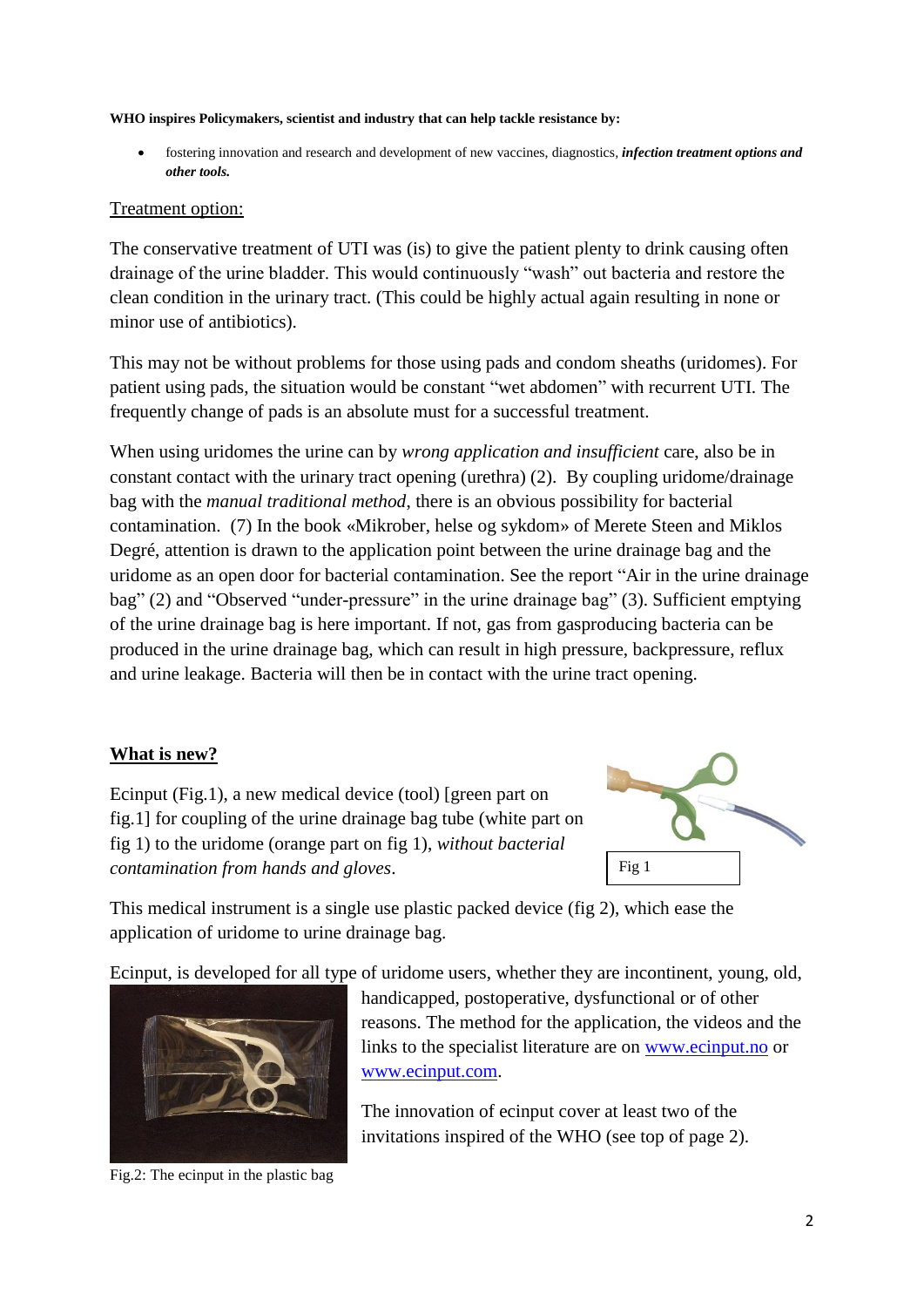**WHO inspires Policymakers, scientist and industry that can help tackle resistance by:**

- fostering innovation and research and development of new vaccines, diagnostics, ***infection treatment options and other tools.***

Treatment option:

The conservative treatment of UTI was (is) to give the patient plenty to drink causing often drainage of the urine bladder. This would continuously "wash" out bacteria and restore the clean condition in the urinary tract. (This could be highly actual again resulting in none or minor use of antibiotics).

This may not be without problems for those using pads and condom sheaths (uridomes). For patient using pads, the situation would be constant "wet abdomen" with recurrent UTI. The frequently change of pads is an absolute must for a successful treatment.

When using uridomes the urine can by *wrong application and insufficient* care, also be in constant contact with the urinary tract opening (urethra) (2). By coupling uridome/drainage bag with the *manual traditional method*, there is an obvious possibility for bacterial contamination. (7) In the book «Mikrober, helse og sykdom» of Merete Steen and Miklos Degré, attention is drawn to the application point between the urine drainage bag and the uridome as an open door for bacterial contamination. See the report "Air in the urine drainage bag" (2) and "Observed "under-pressure" in the urine drainage bag" (3). Sufficient emptying of the urine drainage bag is here important. If not, gas from gasproducing bacteria can be produced in the urine drainage bag, which can result in high pressure, backpressure, reflux and urine leakage. Bacteria will then be in contact with the urine tract opening.

**What is new?**

Ecinput (Fig.1), a new medical device (tool) [green part on fig.1] for coupling of the urine drainage bag tube (white part on fig 1) to the uridome (orange part on fig 1), *without bacterial contamination from hands and gloves*.

Fig 1

This medical instrument is a single use plastic packed device (fig 2), which ease the application of uridome to urine drainage bag.

Ecinput, is developed for all type of uridome users, whether they are incontinent, young, old, handicapped, postoperative, dysfunctional or of other reasons. The method for the application, the videos and the links to the specialist literature are on [www.ecinput.no](http://www.ecinput.no) or [www.ecinput.com](http://www.ecinput.com).

The innovation of ecinput cover at least two of the invitations inspired of the WHO (see top of page 2).

Fig.2: The ecinput in the plastic bag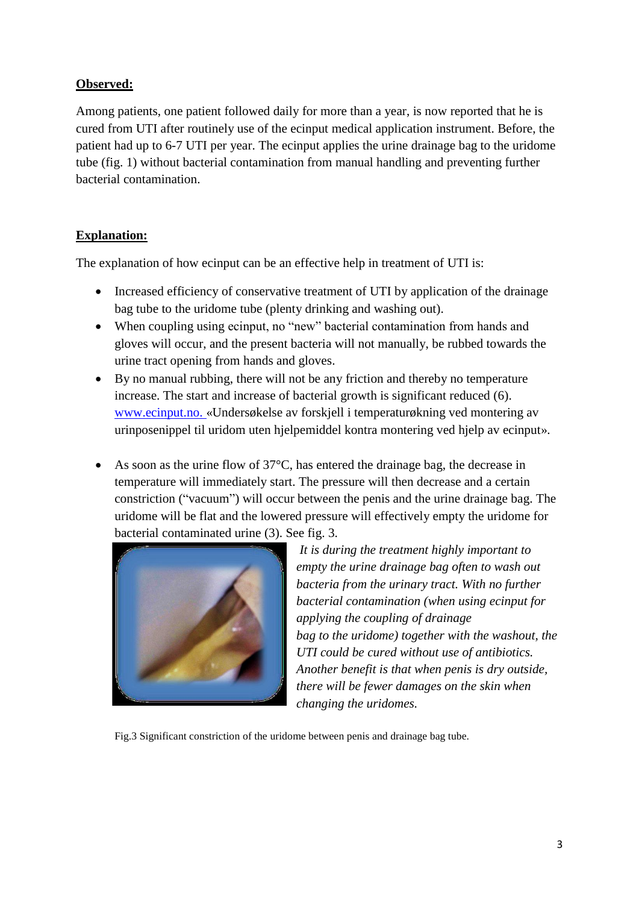**Observed:**

Among patients, one patient followed daily for more than a year, is now reported that he is cured from UTI after routinely use of the ecinput medical application instrument. Before, the patient had up to 6-7 UTI per year. The ecinput applies the urine drainage bag to the uridome tube (fig. 1) without bacterial contamination from manual handling and preventing further bacterial contamination.

**Explanation:**

The explanation of how ecinput can be an effective help in treatment of UTI is:

- Increased efficiency of conservative treatment of UTI by application of the drainage bag tube to the uridome tube (plenty drinking and washing out).
- When coupling using ecinput, no “new” bacterial contamination from hands and gloves will occur, and the present bacteria will not manually, be rubbed towards the urine tract opening from hands and gloves.
- By no manual rubbing, there will not be any friction and thereby no temperature increase. The start and increase of bacterial growth is significant reduced (6). www.ecinput.no. «Undersøkelse av forskjell i temperaturøkning ved montering av urinposenippel til uridom uten hjelpemiddel kontra montering ved hjelp av ecinput».
- As soon as the urine flow of 37°C, has entered the drainage bag, the decrease in temperature will immediately start. The pressure will then decrease and a certain constriction (“vacuum”) will occur between the penis and the urine drainage bag. The uridome will be flat and the lowered pressure will effectively empty the uridome for bacterial contaminated urine (3). See fig. 3.

*It is during the treatment highly important to empty the urine drainage bag often to wash out bacteria from the urinary tract. With no further bacterial contamination (when using ecinput for applying the coupling of drainage bag to the uridome) together with the washout, the UTI could be cured without use of antibiotics. Another benefit is that when penis is dry outside, there will be fewer damages on the skin when changing the uridomes.*

Fig.3 Significant constriction of the uridome between penis and drainage bag tube.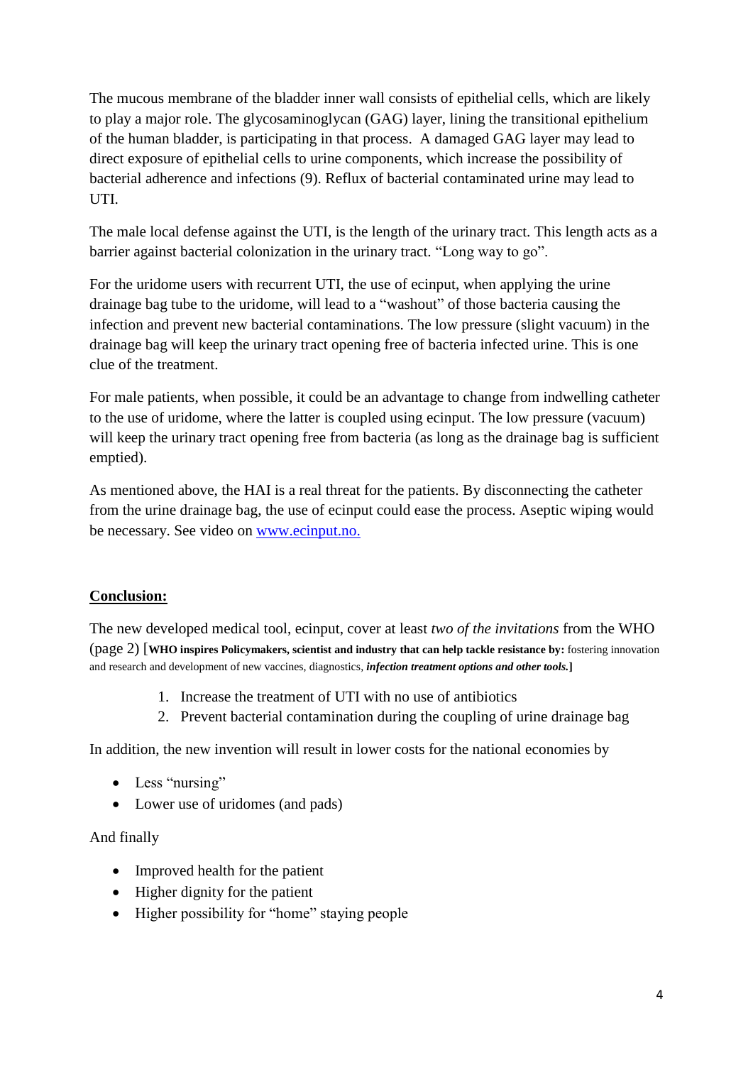The mucous membrane of the bladder inner wall consists of epithelial cells, which are likely to play a major role. The glycosaminoglycan (GAG) layer, lining the transitional epithelium of the human bladder, is participating in that process. A damaged GAG layer may lead to direct exposure of epithelial cells to urine components, which increase the possibility of bacterial adherence and infections (9). Reflux of bacterial contaminated urine may lead to UTI.

The male local defense against the UTI, is the length of the urinary tract. This length acts as a barrier against bacterial colonization in the urinary tract. "Long way to go".

For the uridome users with recurrent UTI, the use of ecinput, when applying the urine drainage bag tube to the uridome, will lead to a "washout" of those bacteria causing the infection and prevent new bacterial contaminations. The low pressure (slight vacuum) in the drainage bag will keep the urinary tract opening free of bacteria infected urine. This is one clue of the treatment.

For male patients, when possible, it could be an advantage to change from indwelling catheter to the use of uridome, where the latter is coupled using ecinput. The low pressure (vacuum) will keep the urinary tract opening free from bacteria (as long as the drainage bag is sufficient emptied).

As mentioned above, the HAI is a real threat for the patients. By disconnecting the catheter from the urine drainage bag, the use of ecinput could ease the process. Aseptic wiping would be necessary. See video on [www.ecinput.no.](http://www.ecinput.no)

## Conclusion:

The new developed medical tool, ecinput, cover at least *two of the invitations* from the WHO (page 2) [**WHO inspires Policymakers, scientist and industry that can help tackle resistance by:** fostering innovation and research and development of new vaccines, diagnostics, ***infection treatment options and other tools.***]

1. Increase the treatment of UTI with no use of antibiotics
2. Prevent bacterial contamination during the coupling of urine drainage bag

In addition, the new invention will result in lower costs for the national economies by

- Less "nursing"
- Lower use of uridomes (and pads)

And finally

- Improved health for the patient
- Higher dignity for the patient
- Higher possibility for "home" staying people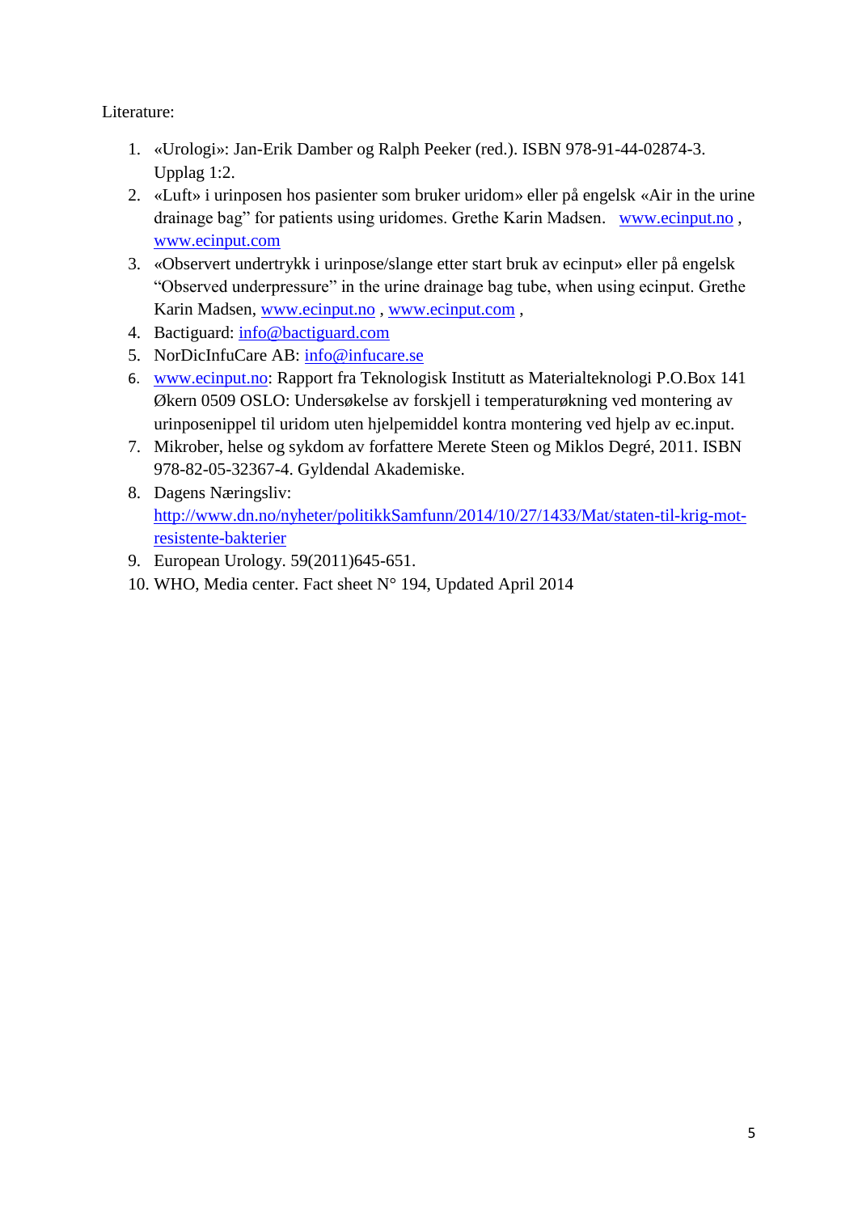Literature:

1. «Urologi»: Jan-Erik Damber og Ralph Peeker (red.). ISBN 978-91-44-02874-3. Upplag 1:2.
2. «Luft» i urinposen hos pasienter som bruker uridom» eller på engelsk «Air in the urine drainage bag" for patients using uridomes. Grethe Karin Madsen. www.ecinput.no , www.ecinput.com
3. «Observert undertrykk i urinpose/slange etter start bruk av ecinput» eller på engelsk "Observed underpressure" in the urine drainage bag tube, when using ecinput. Grethe Karin Madsen, www.ecinput.no , www.ecinput.com ,
4. Bactiguard: info@bactiguard.com
5. NorDicInfuCare AB: info@infucare.se
6. www.ecinput.no: Rapport fra Teknologisk Institutt as Materialteknologi P.O.Box 141 Økern 0509 OSLO: Undersøkelse av forskjell i temperaturøkning ved montering av urinposenippel til uridom uten hjelpemiddel kontra montering ved hjelp av ec.input.
7. Mikrober, helse og sykdom av forfattere Merete Steen og Miklos Degré, 2011. ISBN 978-82-05-32367-4. Gyldendal Akademiske.
8. Dagens Næringsliv: http://www.dn.no/nyheter/politikkSamfunn/2014/10/27/1433/Mat/staten-til-krig-mot-resistente-bakterier
9. European Urology. 59(2011)645-651.
10. WHO, Media center. Fact sheet N° 194, Updated April 2014